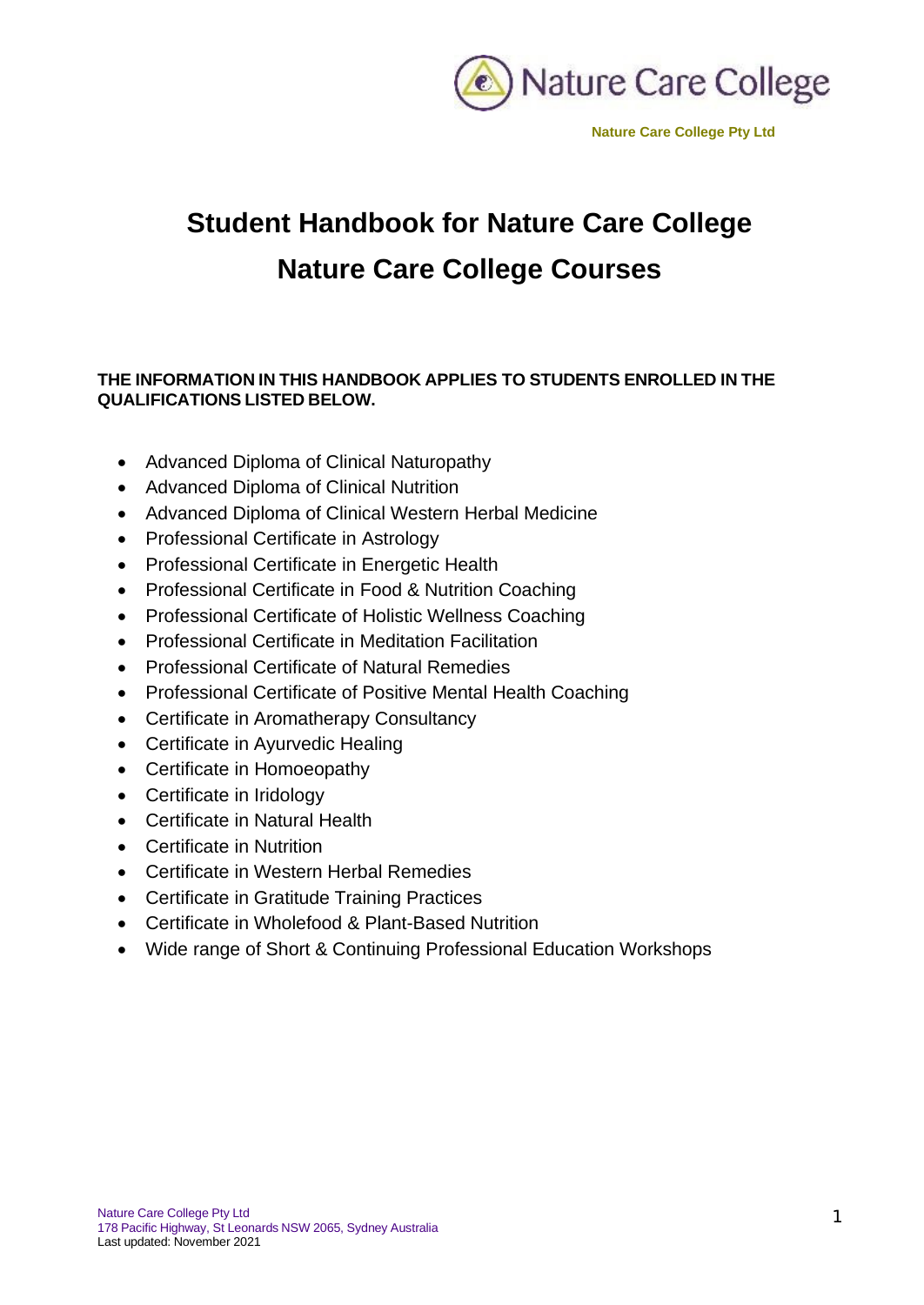Nature Care College

**Nature Care College Pty Ltd**

# Student Handbook for Nature Care College

# Nature Care College Courses

**THE INFORMATION IN THIS HANDBOOK APPLIES TO STUDENTS ENROLLED IN THE QUALIFICATIONS LISTED BELOW.**

- Advanced Diploma of Clinical Naturopathy
- Advanced Diploma of Clinical Nutrition
- Advanced Diploma of Clinical Western Herbal Medicine
- Professional Certificate in Astrology
- Professional Certificate in Energetic Health
- Professional Certificate in Food & Nutrition Coaching
- Professional Certificate of Holistic Wellness Coaching
- Professional Certificate in Meditation Facilitation
- Professional Certificate of Natural Remedies
- Professional Certificate of Positive Mental Health Coaching
- Certificate in Aromatherapy Consultancy
- Certificate in Ayurvedic Healing
- Certificate in Homoeopathy
- Certificate in Iridology
- Certificate in Natural Health
- Certificate in Nutrition
- Certificate in Western Herbal Remedies
- Certificate in Gratitude Training Practices
- Certificate in Wholefood & Plant-Based Nutrition
- Wide range of Short & Continuing Professional Education Workshops

Nature Care College Pty Ltd
178 Pacific Highway, St Leonards NSW 2065, Sydney Australia
Last updated: November 2021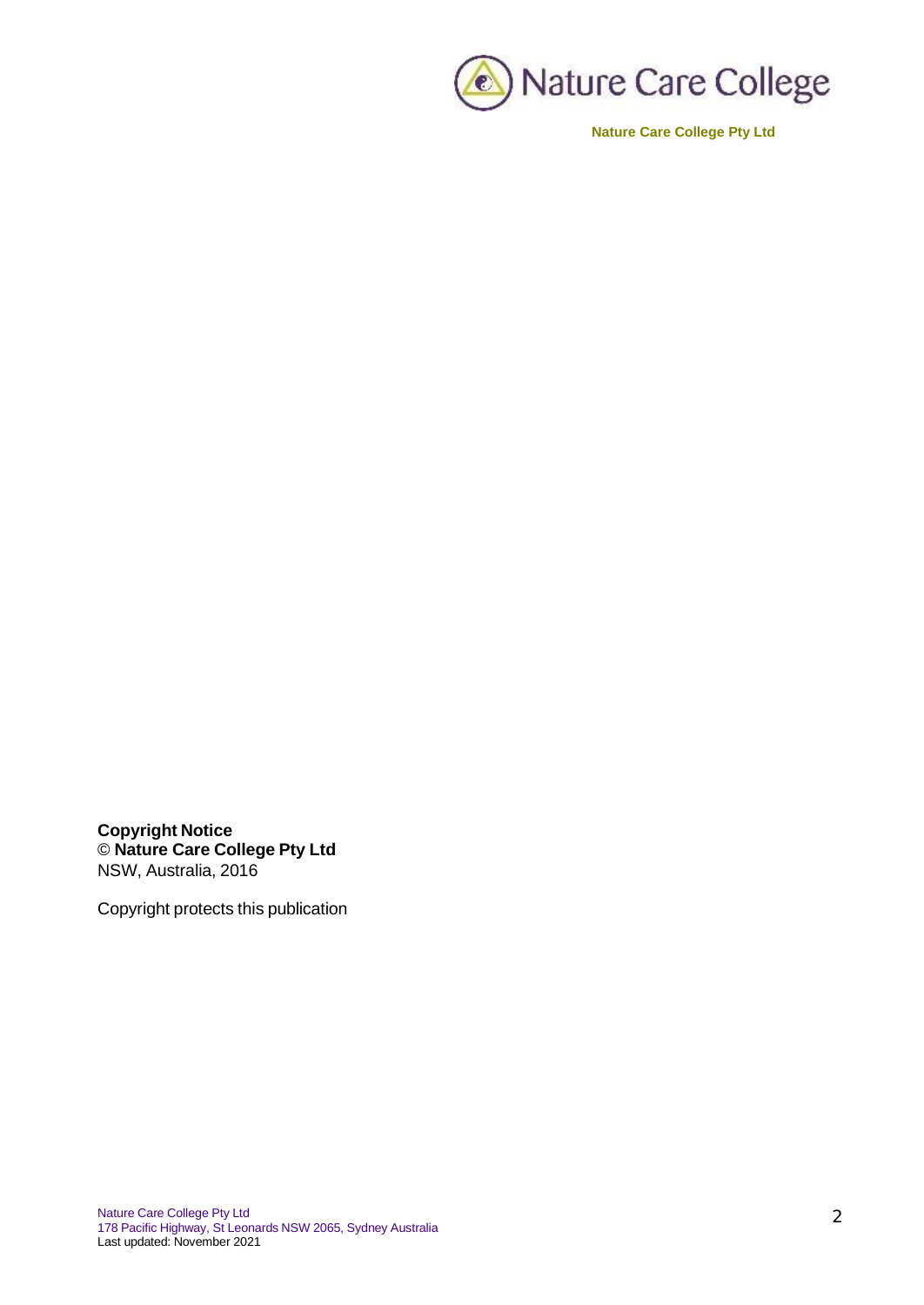Nature Care College Pty Ltd

**Copyright Notice**
© **Nature Care College Pty Ltd**
NSW, Australia, 2016

Copyright protects this publication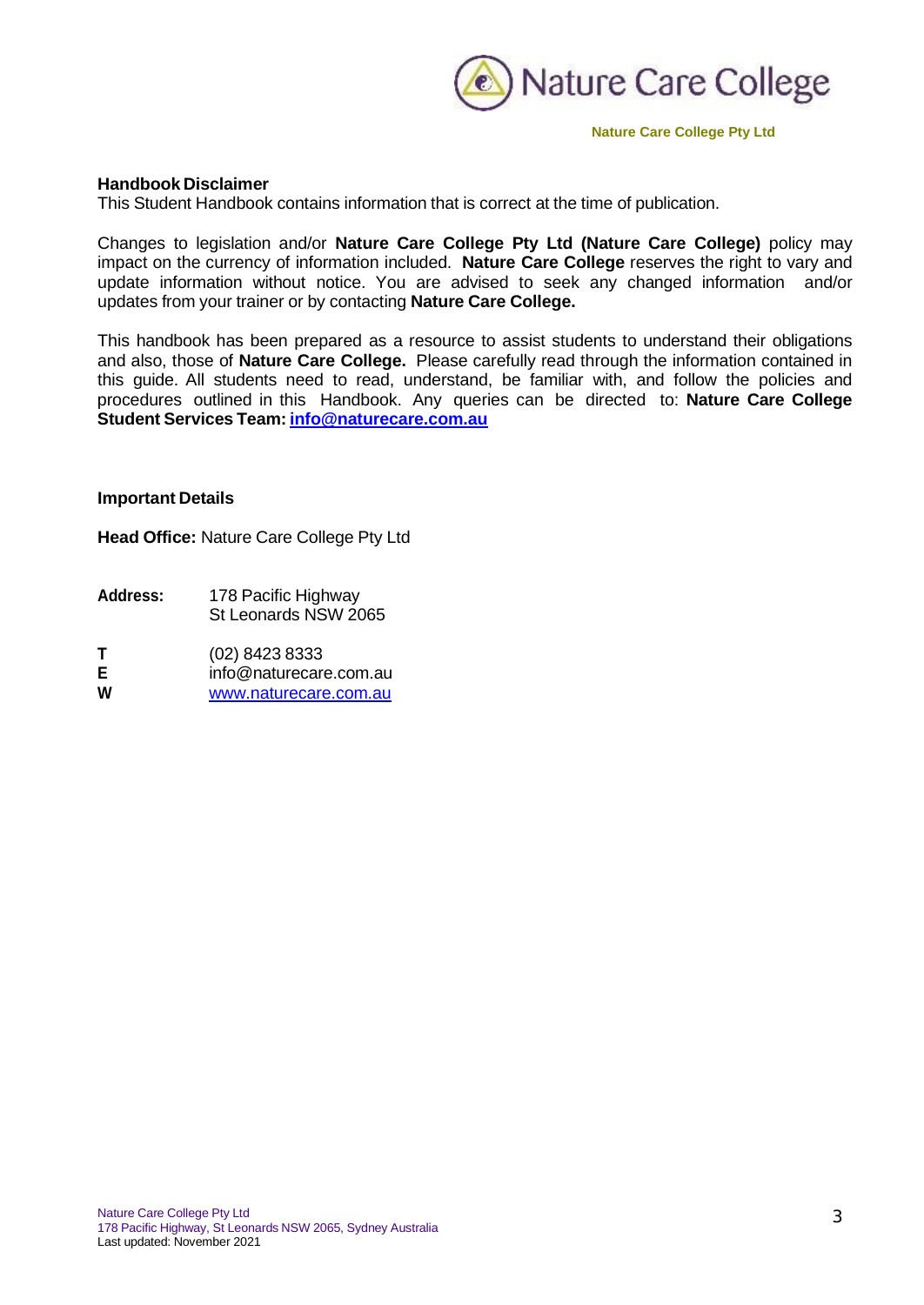## Handbook Disclaimer

This Student Handbook contains information that is correct at the time of publication.

Changes to legislation and/or **Nature Care College Pty Ltd (Nature Care College)** policy may impact on the currency of information included. **Nature Care College** reserves the right to vary and update information without notice. You are advised to seek any changed information and/or updates from your trainer or by contacting **Nature Care College.**

This handbook has been prepared as a resource to assist students to understand their obligations and also, those of **Nature Care College.** Please carefully read through the information contained in this guide. All students need to read, understand, be familiar with, and follow the policies and procedures outlined in this Handbook. Any queries can be directed to: **Nature Care College Student Services Team: info@naturecare.com.au**

## Important Details

**Head Office:** Nature Care College Pty Ltd

**Address:** 178 Pacific Highway
St Leonards NSW 2065

**T** (02) 8423 8333
**E** info@naturecare.com.au
**W** www.naturecare.com.au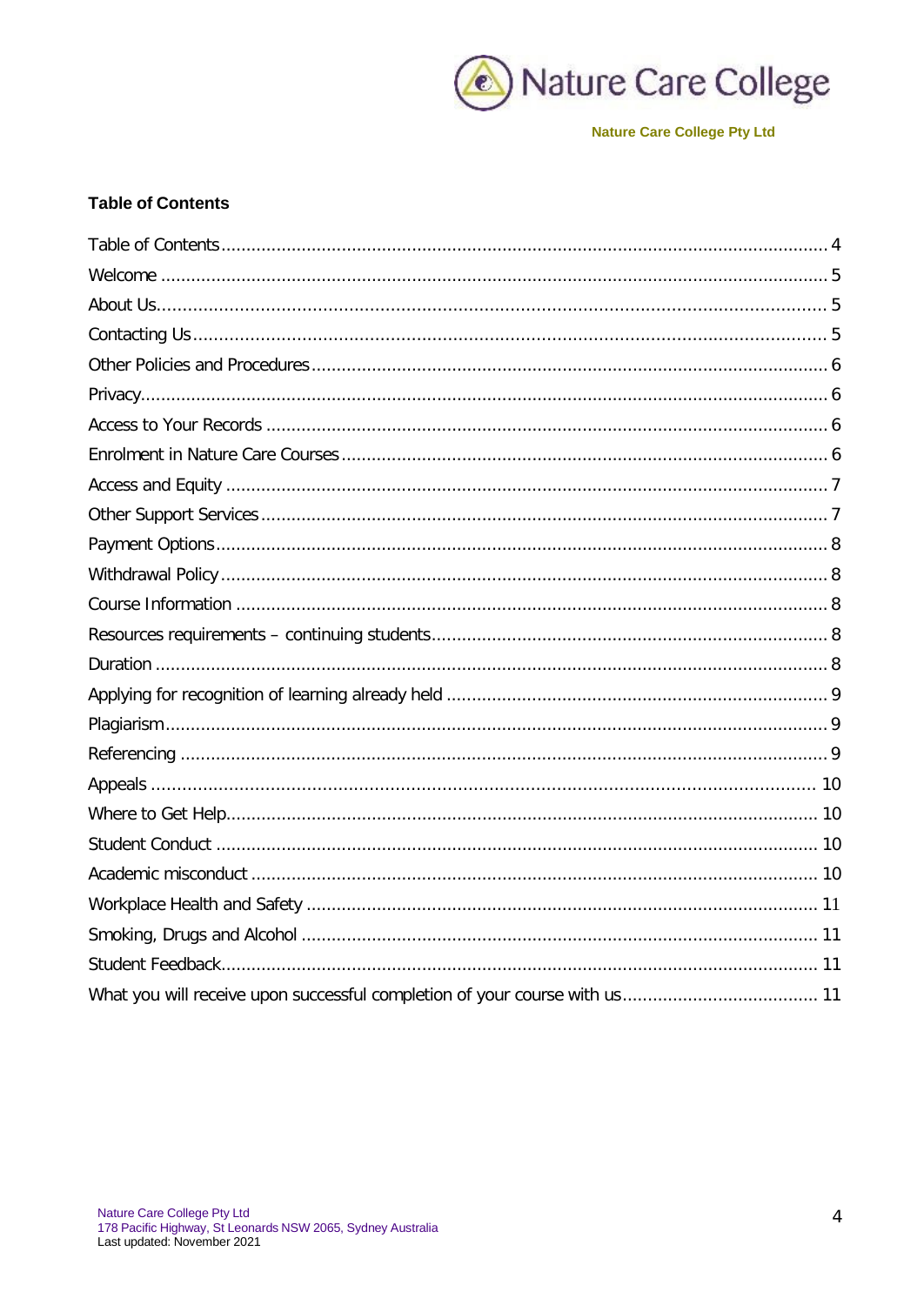**Table of Contents**

Table of Contents ....................................................................................................... 4
Welcome ................................................................................................................... 5
About Us ................................................................................................................... 5
Contacting Us ............................................................................................................ 5
Other Policies and Procedures ..................................................................................... 6
Privacy ...................................................................................................................... 6
Access to Your Records .............................................................................................. 6
Enrolment in Nature Care Courses ............................................................................... 6
Access and Equity ...................................................................................................... 7
Other Support Services ............................................................................................... 7
Payment Options ........................................................................................................ 8
Withdrawal Policy ....................................................................................................... 8
Course Information .................................................................................................... 8
Resources requirements – continuing students .............................................................. 8
Duration .................................................................................................................... 8
Applying for recognition of learning already held .......................................................... 9
Plagiarism .................................................................................................................. 9
Referencing ............................................................................................................... 9
Appeals ..................................................................................................................... 10
Where to Get Help ...................................................................................................... 10
Student Conduct ........................................................................................................ 10
Academic misconduct ................................................................................................. 10
Workplace Health and Safety ...................................................................................... 11
Smoking, Drugs and Alcohol ....................................................................................... 11
Student Feedback ....................................................................................................... 11
What you will receive upon successful completion of your course with us ....................... 11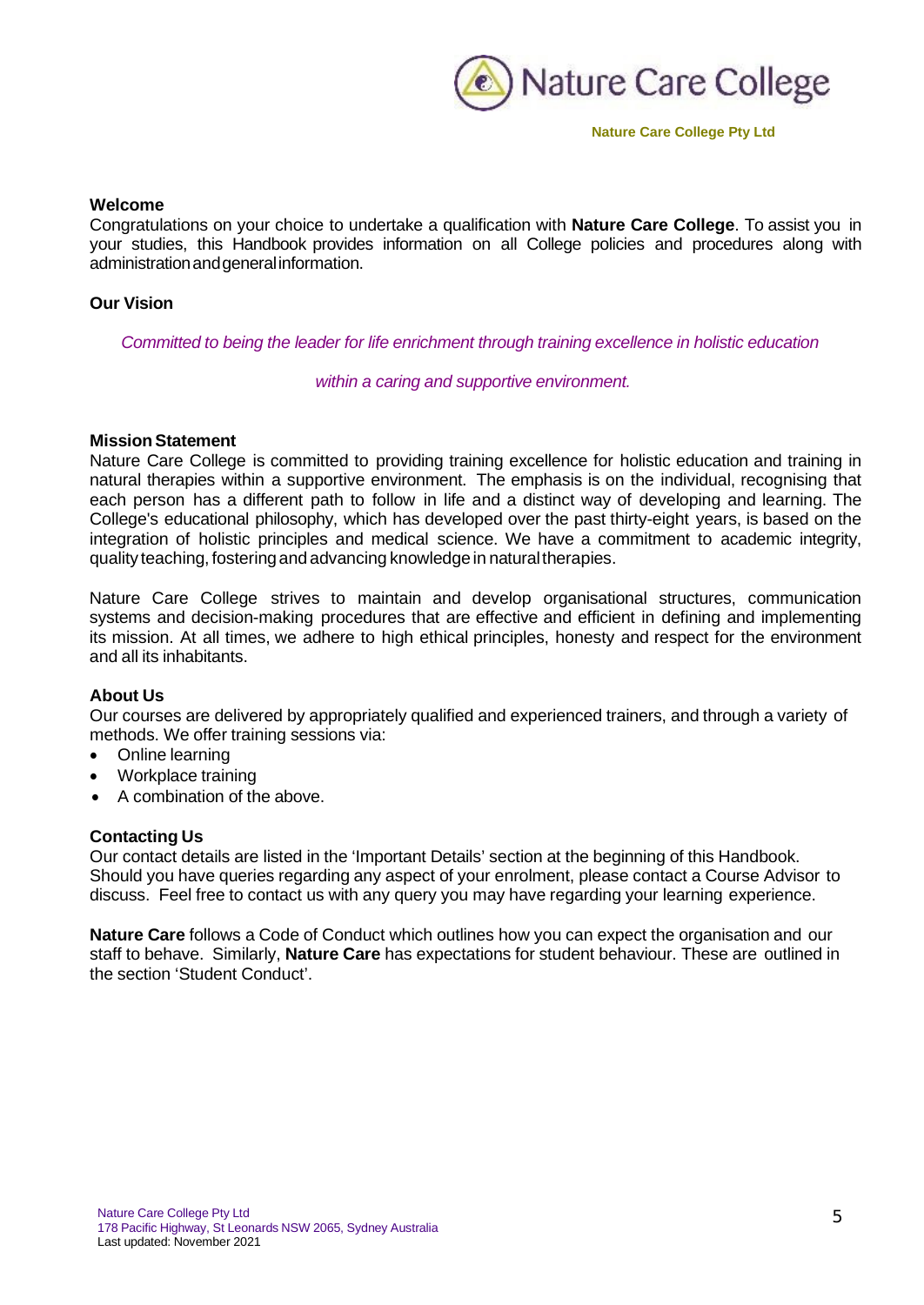## Welcome

Congratulations on your choice to undertake a qualification with **Nature Care College**. To assist you in your studies, this Handbook provides information on all College policies and procedures along with administration and general information.

## Our Vision

*Committed to being the leader for life enrichment through training excellence in holistic education within a caring and supportive environment.*

## Mission Statement

Nature Care College is committed to providing training excellence for holistic education and training in natural therapies within a supportive environment. The emphasis is on the individual, recognising that each person has a different path to follow in life and a distinct way of developing and learning. The College's educational philosophy, which has developed over the past thirty-eight years, is based on the integration of holistic principles and medical science. We have a commitment to academic integrity, quality teaching, fostering and advancing knowledge in natural therapies.

Nature Care College strives to maintain and develop organisational structures, communication systems and decision-making procedures that are effective and efficient in defining and implementing its mission. At all times, we adhere to high ethical principles, honesty and respect for the environment and all its inhabitants.

## About Us

Our courses are delivered by appropriately qualified and experienced trainers, and through a variety of methods. We offer training sessions via:

- Online learning
- Workplace training
- A combination of the above.

## Contacting Us

Our contact details are listed in the 'Important Details' section at the beginning of this Handbook. Should you have queries regarding any aspect of your enrolment, please contact a Course Advisor to discuss. Feel free to contact us with any query you may have regarding your learning experience.

**Nature Care** follows a Code of Conduct which outlines how you can expect the organisation and our staff to behave. Similarly, **Nature Care** has expectations for student behaviour. These are outlined in the section 'Student Conduct'.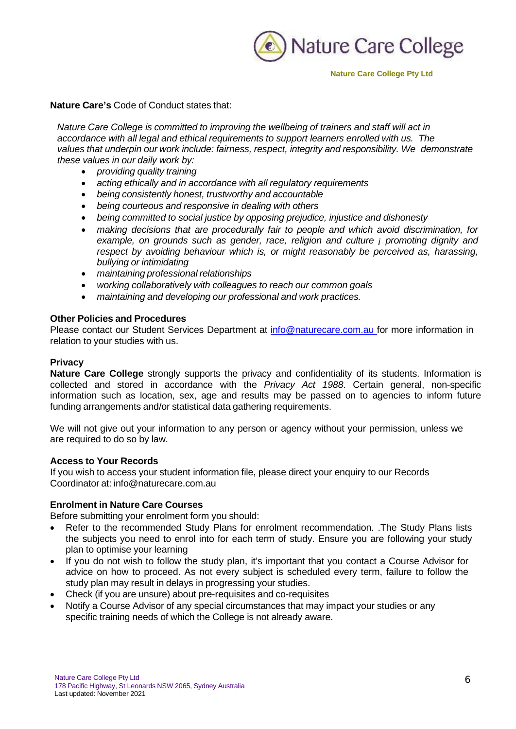**Nature Care's** Code of Conduct states that:

> *Nature Care College is committed to improving the wellbeing of trainers and staff will act in accordance with all legal and ethical requirements to support learners enrolled with us. The values that underpin our work include: fairness, respect, integrity and responsibility. We demonstrate these values in our daily work by:*
>
> - *providing quality training*
> - *acting ethically and in accordance with all regulatory requirements*
> - *being consistently honest, trustworthy and accountable*
> - *being courteous and responsive in dealing with others*
> - *being committed to social justice by opposing prejudice, injustice and dishonesty*
> - *making decisions that are procedurally fair to people and which avoid discrimination, for example, on grounds such as gender, race, religion and culture ¡ promoting dignity and respect by avoiding behaviour which is, or might reasonably be perceived as, harassing, bullying or intimidating*
> - *maintaining professional relationships*
> - *working collaboratively with colleagues to reach our common goals*
> - *maintaining and developing our professional and work practices.*

### Other Policies and Procedures

Please contact our Student Services Department at info@naturecare.com.au for more information in relation to your studies with us.

### Privacy

**Nature Care College** strongly supports the privacy and confidentiality of its students. Information is collected and stored in accordance with the *Privacy Act 1988*. Certain general, non-specific information such as location, sex, age and results may be passed on to agencies to inform future funding arrangements and/or statistical data gathering requirements.

We will not give out your information to any person or agency without your permission, unless we are required to do so by law.

### Access to Your Records

If you wish to access your student information file, please direct your enquiry to our Records Coordinator at: info@naturecare.com.au

### Enrolment in Nature Care Courses

Before submitting your enrolment form you should:

- Refer to the recommended Study Plans for enrolment recommendation. .The Study Plans lists the subjects you need to enrol into for each term of study. Ensure you are following your study plan to optimise your learning
- If you do not wish to follow the study plan, it's important that you contact a Course Advisor for advice on how to proceed. As not every subject is scheduled every term, failure to follow the study plan may result in delays in progressing your studies.
- Check (if you are unsure) about pre-requisites and co-requisites
- Notify a Course Advisor of any special circumstances that may impact your studies or any specific training needs of which the College is not already aware.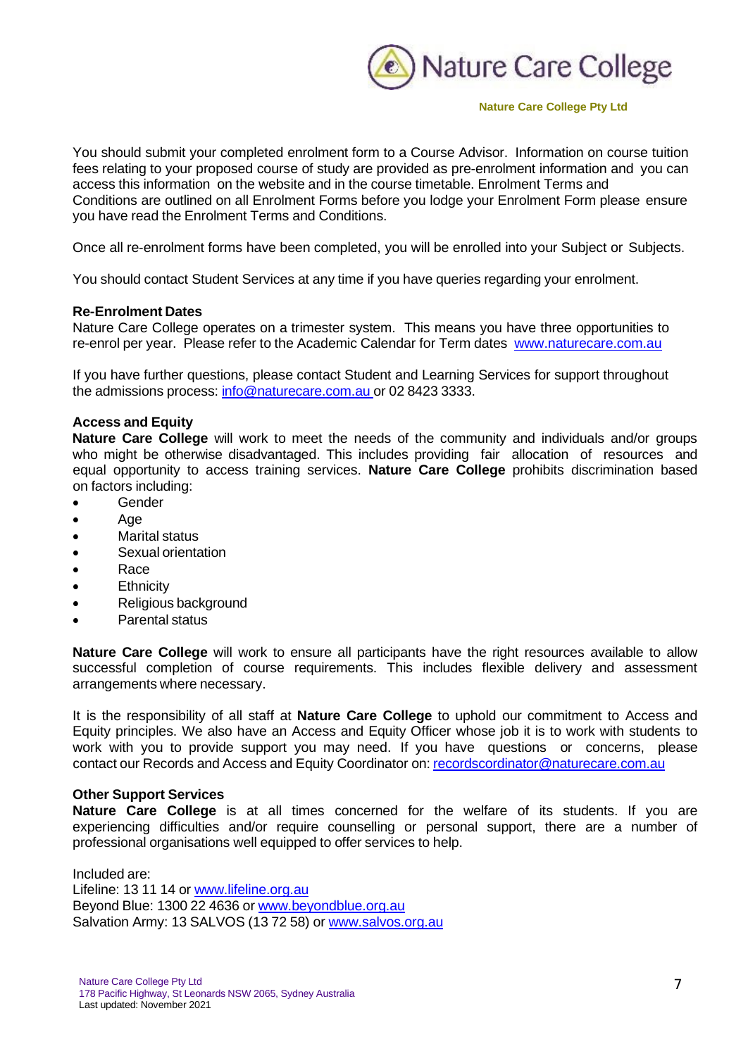You should submit your completed enrolment form to a Course Advisor. Information on course tuition fees relating to your proposed course of study are provided as pre-enrolment information and you can access this information on the website and in the course timetable. Enrolment Terms and Conditions are outlined on all Enrolment Forms before you lodge your Enrolment Form please ensure you have read the Enrolment Terms and Conditions.

Once all re-enrolment forms have been completed, you will be enrolled into your Subject or Subjects.

You should contact Student Services at any time if you have queries regarding your enrolment.

**Re-Enrolment Dates**

Nature Care College operates on a trimester system. This means you have three opportunities to re-enrol per year. Please refer to the Academic Calendar for Term dates [www.naturecare.com.au](www.naturecare.com.au)

If you have further questions, please contact Student and Learning Services for support throughout the admissions process: [info@naturecare.com.au](mailto:info@naturecare.com.au) or 02 8423 3333.

**Access and Equity**

**Nature Care College** will work to meet the needs of the community and individuals and/or groups who might be otherwise disadvantaged. This includes providing fair allocation of resources and equal opportunity to access training services. **Nature Care College** prohibits discrimination based on factors including:

- Gender
- Age
- Marital status
- Sexual orientation
- Race
- Ethnicity
- Religious background
- Parental status

**Nature Care College** will work to ensure all participants have the right resources available to allow successful completion of course requirements. This includes flexible delivery and assessment arrangements where necessary.

It is the responsibility of all staff at **Nature Care College** to uphold our commitment to Access and Equity principles. We also have an Access and Equity Officer whose job it is to work with students to work with you to provide support you may need. If you have questions or concerns, please contact our Records and Access and Equity Coordinator on: [recordscordinator@naturecare.com.au](mailto:recordscordinator@naturecare.com.au)

**Other Support Services**

**Nature Care College** is at all times concerned for the welfare of its students. If you are experiencing difficulties and/or require counselling or personal support, there are a number of professional organisations well equipped to offer services to help.

Included are:
Lifeline: 13 11 14 or [www.lifeline.org.au](www.lifeline.org.au)
Beyond Blue: 1300 22 4636 or [www.beyondblue.org.au](www.beyondblue.org.au)
Salvation Army: 13 SALVOS (13 72 58) or [www.salvos.org.au](www.salvos.org.au)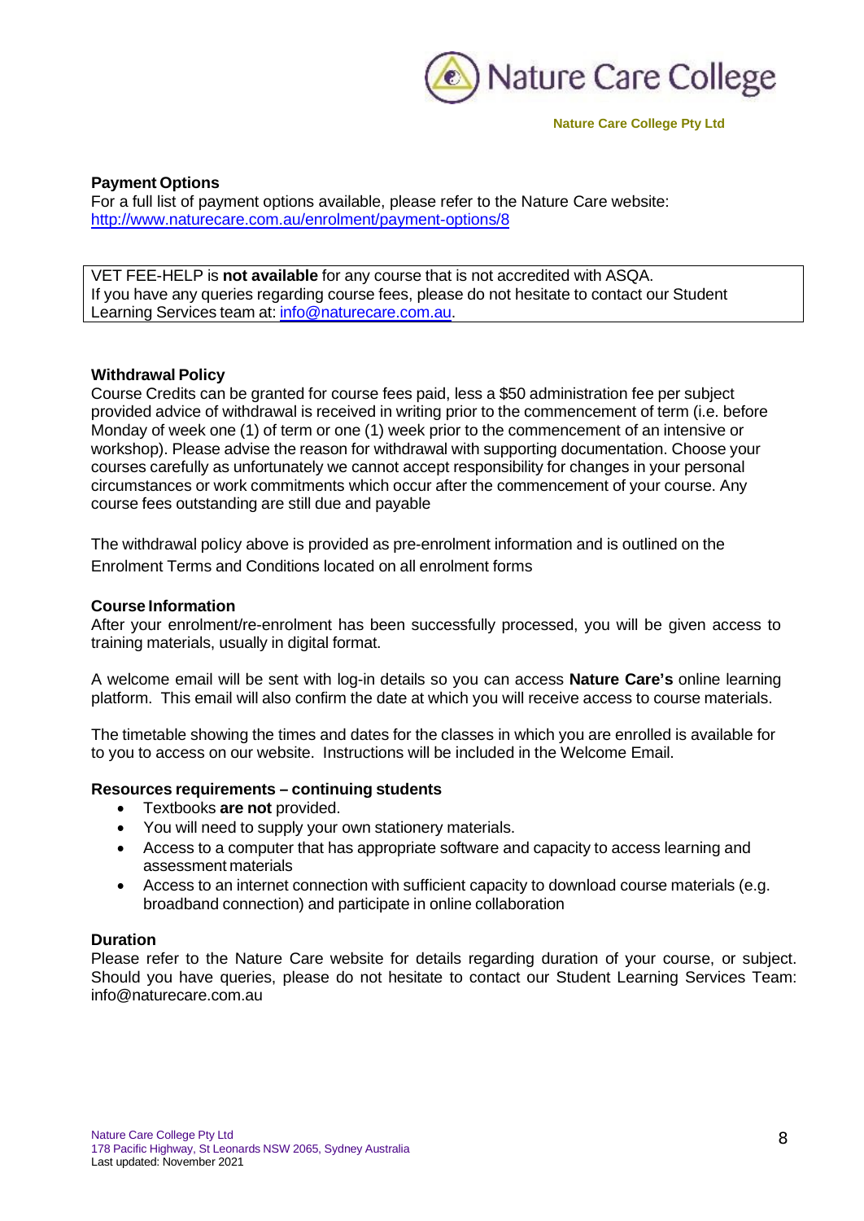**Payment Options**

For a full list of payment options available, please refer to the Nature Care website: [http://www.naturecare.com.au/enrolment/payment-options/8](http://www.naturecare.com.au/enrolment/payment-options/8)

> VET FEE-HELP is **not available** for any course that is not accredited with ASQA.
> If you have any queries regarding course fees, please do not hesitate to contact our Student Learning Services team at: [info@naturecare.com.au](mailto:info@naturecare.com.au).

**Withdrawal Policy**

Course Credits can be granted for course fees paid, less a $50 administration fee per subject provided advice of withdrawal is received in writing prior to the commencement of term (i.e. before Monday of week one (1) of term or one (1) week prior to the commencement of an intensive or workshop). Please advise the reason for withdrawal with supporting documentation. Choose your courses carefully as unfortunately we cannot accept responsibility for changes in your personal circumstances or work commitments which occur after the commencement of your course. Any course fees outstanding are still due and payable

The withdrawal policy above is provided as pre-enrolment information and is outlined on the Enrolment Terms and Conditions located on all enrolment forms

**Course Information**

After your enrolment/re-enrolment has been successfully processed, you will be given access to training materials, usually in digital format.

A welcome email will be sent with log-in details so you can access **Nature Care's** online learning platform. This email will also confirm the date at which you will receive access to course materials.

The timetable showing the times and dates for the classes in which you are enrolled is available for to you to access on our website. Instructions will be included in the Welcome Email.

**Resources requirements – continuing students**

- Textbooks **are not** provided.
- You will need to supply your own stationery materials.
- Access to a computer that has appropriate software and capacity to access learning and assessment materials
- Access to an internet connection with sufficient capacity to download course materials (e.g. broadband connection) and participate in online collaboration

**Duration**

Please refer to the Nature Care website for details regarding duration of your course, or subject. Should you have queries, please do not hesitate to contact our Student Learning Services Team: info@naturecare.com.au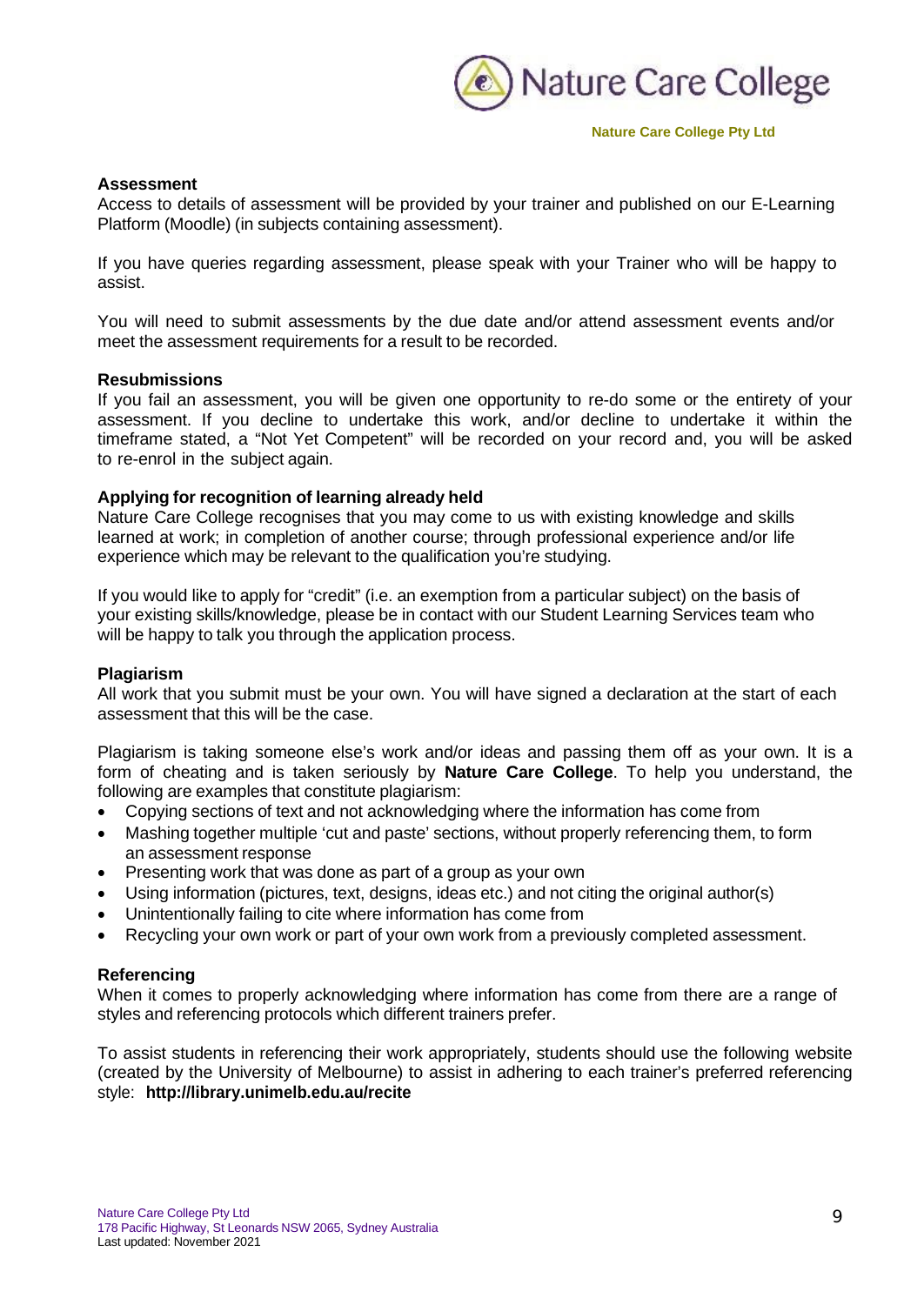**Assessment**

Access to details of assessment will be provided by your trainer and published on our E-Learning Platform (Moodle) (in subjects containing assessment).

If you have queries regarding assessment, please speak with your Trainer who will be happy to assist.

You will need to submit assessments by the due date and/or attend assessment events and/or meet the assessment requirements for a result to be recorded.

**Resubmissions**

If you fail an assessment, you will be given one opportunity to re-do some or the entirety of your assessment. If you decline to undertake this work, and/or decline to undertake it within the timeframe stated, a "Not Yet Competent" will be recorded on your record and, you will be asked to re-enrol in the subject again.

**Applying for recognition of learning already held**

Nature Care College recognises that you may come to us with existing knowledge and skills learned at work; in completion of another course; through professional experience and/or life experience which may be relevant to the qualification you're studying.

If you would like to apply for "credit" (i.e. an exemption from a particular subject) on the basis of your existing skills/knowledge, please be in contact with our Student Learning Services team who will be happy to talk you through the application process.

**Plagiarism**

All work that you submit must be your own. You will have signed a declaration at the start of each assessment that this will be the case.

Plagiarism is taking someone else's work and/or ideas and passing them off as your own. It is a form of cheating and is taken seriously by **Nature Care College**. To help you understand, the following are examples that constitute plagiarism:

- Copying sections of text and not acknowledging where the information has come from
- Mashing together multiple 'cut and paste' sections, without properly referencing them, to form an assessment response
- Presenting work that was done as part of a group as your own
- Using information (pictures, text, designs, ideas etc.) and not citing the original author(s)
- Unintentionally failing to cite where information has come from
- Recycling your own work or part of your own work from a previously completed assessment.

**Referencing**

When it comes to properly acknowledging where information has come from there are a range of styles and referencing protocols which different trainers prefer.

To assist students in referencing their work appropriately, students should use the following website (created by the University of Melbourne) to assist in adhering to each trainer's preferred referencing style: **http://library.unimelb.edu.au/recite**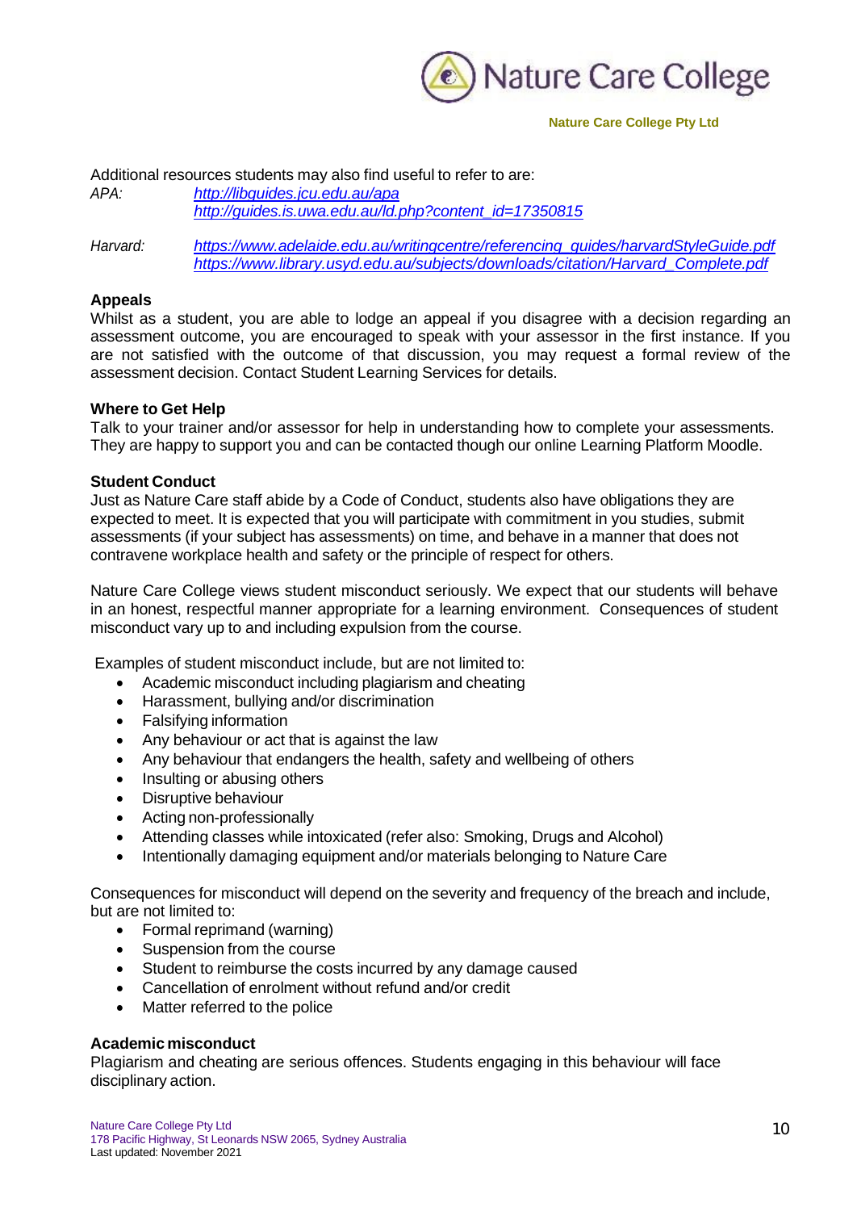Additional resources students may also find useful to refer to are:

*APA:* *http://libguides.jcu.edu.au/apa*
*http://guides.is.uwa.edu.au/ld.php?content_id=17350815*

*Harvard:* *https://www.adelaide.edu.au/writingcentre/referencing_guides/harvardStyleGuide.pdf*
*https://www.library.usyd.edu.au/subjects/downloads/citation/Harvard_Complete.pdf*

**Appeals**

Whilst as a student, you are able to lodge an appeal if you disagree with a decision regarding an assessment outcome, you are encouraged to speak with your assessor in the first instance. If you are not satisfied with the outcome of that discussion, you may request a formal review of the assessment decision. Contact Student Learning Services for details.

**Where to Get Help**

Talk to your trainer and/or assessor for help in understanding how to complete your assessments. They are happy to support you and can be contacted though our online Learning Platform Moodle.

**Student Conduct**

Just as Nature Care staff abide by a Code of Conduct, students also have obligations they are expected to meet. It is expected that you will participate with commitment in you studies, submit assessments (if your subject has assessments) on time, and behave in a manner that does not contravene workplace health and safety or the principle of respect for others.

Nature Care College views student misconduct seriously. We expect that our students will behave in an honest, respectful manner appropriate for a learning environment. Consequences of student misconduct vary up to and including expulsion from the course.

Examples of student misconduct include, but are not limited to:

- Academic misconduct including plagiarism and cheating
- Harassment, bullying and/or discrimination
- Falsifying information
- Any behaviour or act that is against the law
- Any behaviour that endangers the health, safety and wellbeing of others
- Insulting or abusing others
- Disruptive behaviour
- Acting non-professionally
- Attending classes while intoxicated (refer also: Smoking, Drugs and Alcohol)
- Intentionally damaging equipment and/or materials belonging to Nature Care

Consequences for misconduct will depend on the severity and frequency of the breach and include, but are not limited to:

- Formal reprimand (warning)
- Suspension from the course
- Student to reimburse the costs incurred by any damage caused
- Cancellation of enrolment without refund and/or credit
- Matter referred to the police

**Academic misconduct**

Plagiarism and cheating are serious offences. Students engaging in this behaviour will face disciplinary action.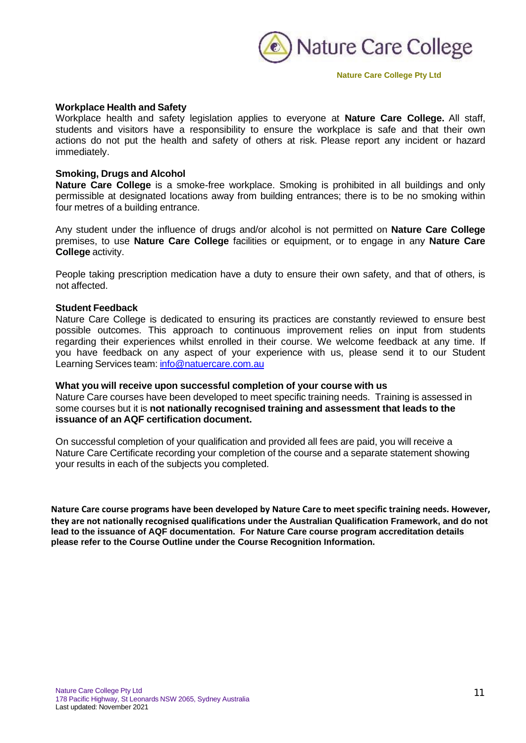**Workplace Health and Safety**

Workplace health and safety legislation applies to everyone at **Nature Care College.** All staff, students and visitors have a responsibility to ensure the workplace is safe and that their own actions do not put the health and safety of others at risk. Please report any incident or hazard immediately.

**Smoking, Drugs and Alcohol**

**Nature Care College** is a smoke-free workplace. Smoking is prohibited in all buildings and only permissible at designated locations away from building entrances; there is to be no smoking within four metres of a building entrance.

Any student under the influence of drugs and/or alcohol is not permitted on **Nature Care College** premises, to use **Nature Care College** facilities or equipment, or to engage in any **Nature Care College** activity.

People taking prescription medication have a duty to ensure their own safety, and that of others, is not affected.

**Student Feedback**

Nature Care College is dedicated to ensuring its practices are constantly reviewed to ensure best possible outcomes. This approach to continuous improvement relies on input from students regarding their experiences whilst enrolled in their course. We welcome feedback at any time. If you have feedback on any aspect of your experience with us, please send it to our Student Learning Services team: info@natuercare.com.au

**What you will receive upon successful completion of your course with us**

Nature Care courses have been developed to meet specific training needs. Training is assessed in some courses but it is **not nationally recognised training and assessment that leads to the issuance of an AQF certification document.**

On successful completion of your qualification and provided all fees are paid, you will receive a Nature Care Certificate recording your completion of the course and a separate statement showing your results in each of the subjects you completed.

**Nature Care course programs have been developed by Nature Care to meet specific training needs. However, they are not nationally recognised qualifications under the Australian Qualification Framework, and do not lead to the issuance of AQF documentation. For Nature Care course program accreditation details please refer to the Course Outline under the Course Recognition Information.**